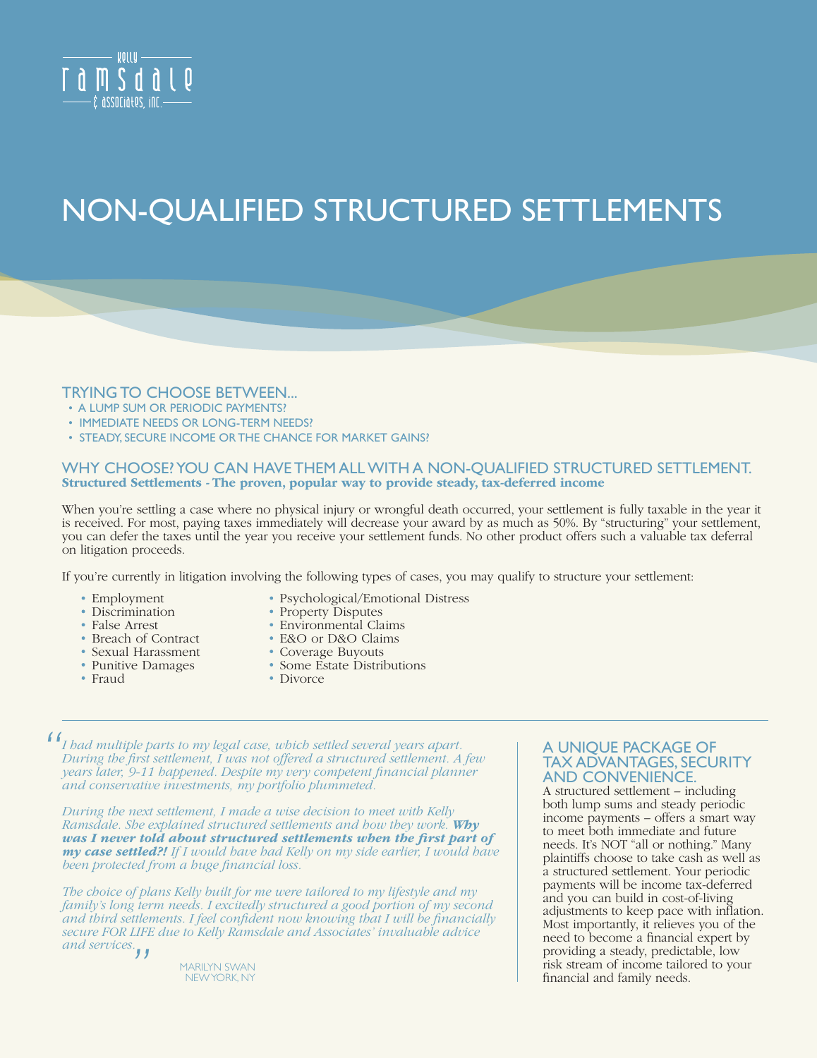Kelly
Ramsdale
& Associates, Inc.

# NON-QUALIFIED STRUCTURED SETTLEMENTS

## TRYING TO CHOOSE BETWEEN...

- A LUMP SUM OR PERIODIC PAYMENTS?
- IMMEDIATE NEEDS OR LONG-TERM NEEDS?
- STEADY, SECURE INCOME OR THE CHANCE FOR MARKET GAINS?

## WHY CHOOSE? YOU CAN HAVE THEM ALL WITH A NON-QUALIFIED STRUCTURED SETTLEMENT.

**Structured Settlements - The proven, popular way to provide steady, tax-deferred income**

When you're settling a case where no physical injury or wrongful death occurred, your settlement is fully taxable in the year it is received. For most, paying taxes immediately will decrease your award by as much as 50%. By "structuring" your settlement, you can defer the taxes until the year you receive your settlement funds. No other product offers such a valuable tax deferral on litigation proceeds.

If you're currently in litigation involving the following types of cases, you may qualify to structure your settlement:

- Employment
- Discrimination
- False Arrest
- Breach of Contract
- Sexual Harassment
- Punitive Damages
- Fraud
- Psychological/Emotional Distress
- Property Disputes
- Environmental Claims
- E&O or D&O Claims
- Coverage Buyouts
- Some Estate Distributions
- Divorce

*"I had multiple parts to my legal case, which settled several years apart. During the first settlement, I was not offered a structured settlement. A few years later, 9-11 happened. Despite my very competent financial planner and conservative investments, my portfolio plummeted.*

*During the next settlement, I made a wise decision to meet with Kelly Ramsdale. She explained structured settlements and how they work.* ***Why was I never told about structured settlements when the first part of my case settled?!*** *If I would have had Kelly on my side earlier, I would have been protected from a huge financial loss.*

*The choice of plans Kelly built for me were tailored to my lifestyle and my family's long term needs. I excitedly structured a good portion of my second and third settlements. I feel confident now knowing that I will be financially secure FOR LIFE due to Kelly Ramsdale and Associates' invaluable advice and services."*

MARILYN SWAN
NEW YORK, NY

## A UNIQUE PACKAGE OF TAX ADVANTAGES, SECURITY AND CONVENIENCE.

A structured settlement – including both lump sums and steady periodic income payments – offers a smart way to meet both immediate and future needs. It's NOT "all or nothing." Many plaintiffs choose to take cash as well as a structured settlement. Your periodic payments will be income tax-deferred and you can build in cost-of-living adjustments to keep pace with inflation. Most importantly, it relieves you of the need to become a financial expert by providing a steady, predictable, low risk stream of income tailored to your financial and family needs.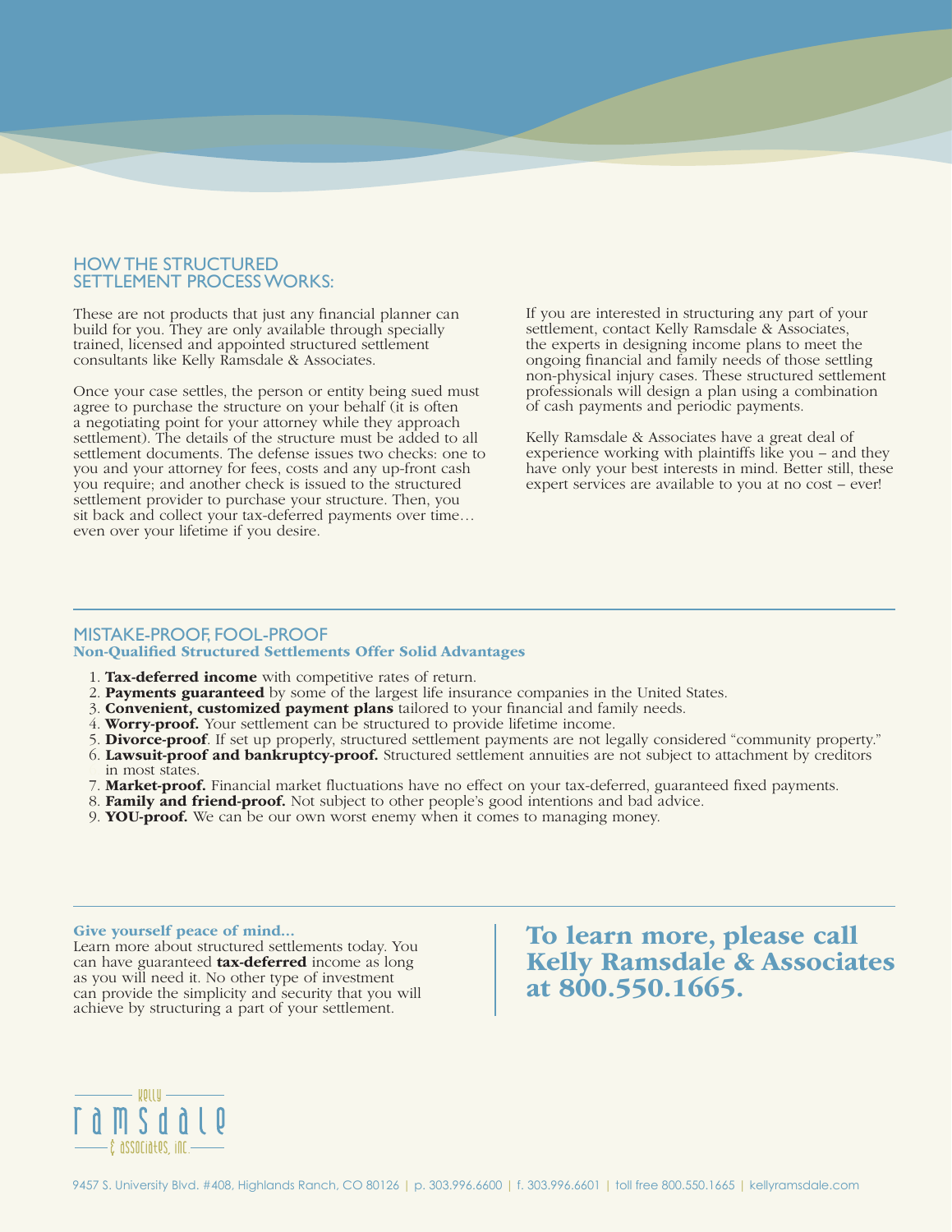## HOW THE STRUCTURED SETTLEMENT PROCESS WORKS:

These are not products that just any financial planner can build for you. They are only available through specially trained, licensed and appointed structured settlement consultants like Kelly Ramsdale & Associates.

Once your case settles, the person or entity being sued must agree to purchase the structure on your behalf (it is often a negotiating point for your attorney while they approach settlement). The details of the structure must be added to all settlement documents. The defense issues two checks: one to you and your attorney for fees, costs and any up-front cash you require; and another check is issued to the structured settlement provider to purchase your structure. Then, you sit back and collect your tax-deferred payments over time… even over your lifetime if you desire.

If you are interested in structuring any part of your settlement, contact Kelly Ramsdale & Associates, the experts in designing income plans to meet the ongoing financial and family needs of those settling non-physical injury cases. These structured settlement professionals will design a plan using a combination of cash payments and periodic payments.

Kelly Ramsdale & Associates have a great deal of experience working with plaintiffs like you – and they have only your best interests in mind. Better still, these expert services are available to you at no cost – ever!

## MISTAKE-PROOF, FOOL-PROOF

**Non-Qualified Structured Settlements Offer Solid Advantages**

1. **Tax-deferred income** with competitive rates of return.
2. **Payments guaranteed** by some of the largest life insurance companies in the United States.
3. **Convenient, customized payment plans** tailored to your financial and family needs.
4. **Worry-proof.** Your settlement can be structured to provide lifetime income.
5. **Divorce-proof**. If set up properly, structured settlement payments are not legally considered "community property."
6. **Lawsuit-proof and bankruptcy-proof.** Structured settlement annuities are not subject to attachment by creditors in most states.
7. **Market-proof.** Financial market fluctuations have no effect on your tax-deferred, guaranteed fixed payments.
8. **Family and friend-proof.** Not subject to other people's good intentions and bad advice.
9. **YOU-proof.** We can be our own worst enemy when it comes to managing money.

**Give yourself peace of mind…**

Learn more about structured settlements today. You can have guaranteed **tax-deferred** income as long as you will need it. No other type of investment can provide the simplicity and security that you will achieve by structuring a part of your settlement.

**To learn more, please call Kelly Ramsdale & Associates at 800.550.1665.**

Kelly Ramsdale & Associates, Inc.

9457 S. University Blvd. #408, Highlands Ranch, CO 80126 | p. 303.996.6600 | f. 303.996.6601 | toll free 800.550.1665 | kellyramsdale.com